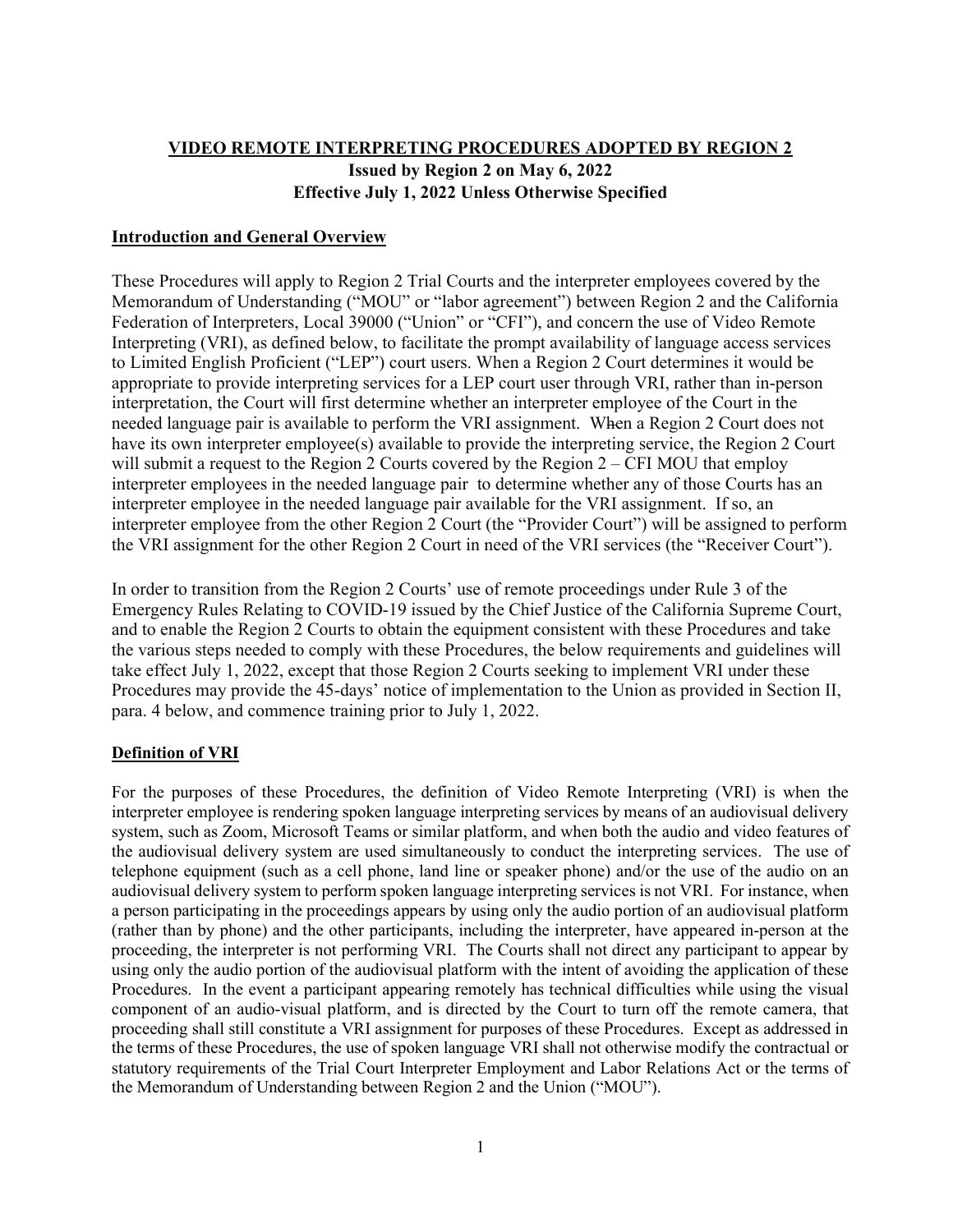# VIDEO REMOTE INTERPRETING PROCEDURES ADOPTED BY REGION 2

**Issued by Region 2 on May 6, 2022**

**Effective July 1, 2022 Unless Otherwise Specified**

## Introduction and General Overview

These Procedures will apply to Region 2 Trial Courts and the interpreter employees covered by the Memorandum of Understanding ("MOU" or "labor agreement") between Region 2 and the California Federation of Interpreters, Local 39000 ("Union" or "CFI"), and concern the use of Video Remote Interpreting (VRI), as defined below, to facilitate the prompt availability of language access services to Limited English Proficient ("LEP") court users. When a Region 2 Court determines it would be appropriate to provide interpreting services for a LEP court user through VRI, rather than in-person interpretation, the Court will first determine whether an interpreter employee of the Court in the needed language pair is available to perform the VRI assignment. When a Region 2 Court does not have its own interpreter employee(s) available to provide the interpreting service, the Region 2 Court will submit a request to the Region 2 Courts covered by the Region 2 – CFI MOU that employ interpreter employees in the needed language pair to determine whether any of those Courts has an interpreter employee in the needed language pair available for the VRI assignment. If so, an interpreter employee from the other Region 2 Court (the "Provider Court") will be assigned to perform the VRI assignment for the other Region 2 Court in need of the VRI services (the "Receiver Court").

In order to transition from the Region 2 Courts' use of remote proceedings under Rule 3 of the Emergency Rules Relating to COVID-19 issued by the Chief Justice of the California Supreme Court, and to enable the Region 2 Courts to obtain the equipment consistent with these Procedures and take the various steps needed to comply with these Procedures, the below requirements and guidelines will take effect July 1, 2022, except that those Region 2 Courts seeking to implement VRI under these Procedures may provide the 45-days' notice of implementation to the Union as provided in Section II, para. 4 below, and commence training prior to July 1, 2022.

## Definition of VRI

For the purposes of these Procedures, the definition of Video Remote Interpreting (VRI) is when the interpreter employee is rendering spoken language interpreting services by means of an audiovisual delivery system, such as Zoom, Microsoft Teams or similar platform, and when both the audio and video features of the audiovisual delivery system are used simultaneously to conduct the interpreting services. The use of telephone equipment (such as a cell phone, land line or speaker phone) and/or the use of the audio on an audiovisual delivery system to perform spoken language interpreting services is not VRI. For instance, when a person participating in the proceedings appears by using only the audio portion of an audiovisual platform (rather than by phone) and the other participants, including the interpreter, have appeared in-person at the proceeding, the interpreter is not performing VRI. The Courts shall not direct any participant to appear by using only the audio portion of the audiovisual platform with the intent of avoiding the application of these Procedures. In the event a participant appearing remotely has technical difficulties while using the visual component of an audio-visual platform, and is directed by the Court to turn off the remote camera, that proceeding shall still constitute a VRI assignment for purposes of these Procedures. Except as addressed in the terms of these Procedures, the use of spoken language VRI shall not otherwise modify the contractual or statutory requirements of the Trial Court Interpreter Employment and Labor Relations Act or the terms of the Memorandum of Understanding between Region 2 and the Union ("MOU").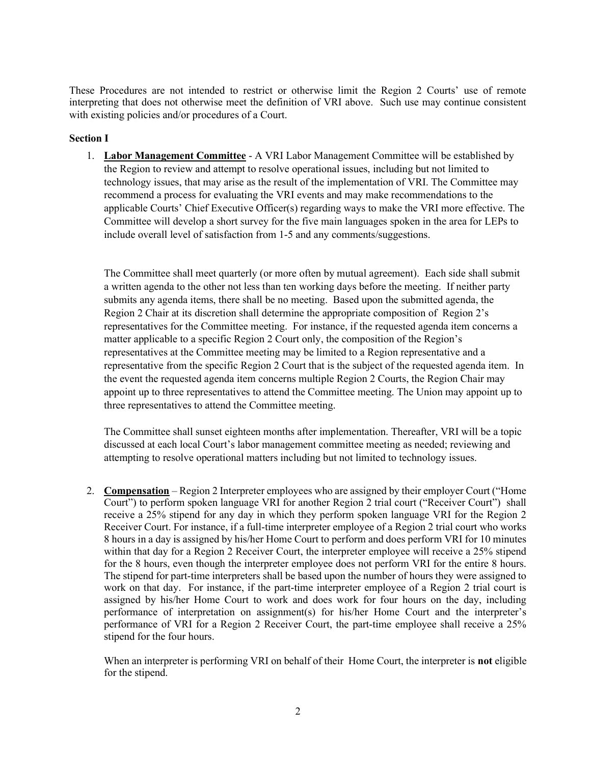These Procedures are not intended to restrict or otherwise limit the Region 2 Courts' use of remote interpreting that does not otherwise meet the definition of VRI above. Such use may continue consistent with existing policies and/or procedures of a Court.

**Section I**

1. **<u>Labor Management Committee</u>** - A VRI Labor Management Committee will be established by the Region to review and attempt to resolve operational issues, including but not limited to technology issues, that may arise as the result of the implementation of VRI. The Committee may recommend a process for evaluating the VRI events and may make recommendations to the applicable Courts' Chief Executive Officer(s) regarding ways to make the VRI more effective. The Committee will develop a short survey for the five main languages spoken in the area for LEPs to include overall level of satisfaction from 1-5 and any comments/suggestions.

   The Committee shall meet quarterly (or more often by mutual agreement). Each side shall submit a written agenda to the other not less than ten working days before the meeting. If neither party submits any agenda items, there shall be no meeting. Based upon the submitted agenda, the Region 2 Chair at its discretion shall determine the appropriate composition of Region 2's representatives for the Committee meeting. For instance, if the requested agenda item concerns a matter applicable to a specific Region 2 Court only, the composition of the Region's representatives at the Committee meeting may be limited to a Region representative and a representative from the specific Region 2 Court that is the subject of the requested agenda item. In the event the requested agenda item concerns multiple Region 2 Courts, the Region Chair may appoint up to three representatives to attend the Committee meeting. The Union may appoint up to three representatives to attend the Committee meeting.

   The Committee shall sunset eighteen months after implementation. Thereafter, VRI will be a topic discussed at each local Court's labor management committee meeting as needed; reviewing and attempting to resolve operational matters including but not limited to technology issues.

2. **<u>Compensation</u>** – Region 2 Interpreter employees who are assigned by their employer Court ("Home Court") to perform spoken language VRI for another Region 2 trial court ("Receiver Court") shall receive a 25% stipend for any day in which they perform spoken language VRI for the Region 2 Receiver Court. For instance, if a full-time interpreter employee of a Region 2 trial court who works 8 hours in a day is assigned by his/her Home Court to perform and does perform VRI for 10 minutes within that day for a Region 2 Receiver Court, the interpreter employee will receive a 25% stipend for the 8 hours, even though the interpreter employee does not perform VRI for the entire 8 hours. The stipend for part-time interpreters shall be based upon the number of hours they were assigned to work on that day. For instance, if the part-time interpreter employee of a Region 2 trial court is assigned by his/her Home Court to work and does work for four hours on the day, including performance of interpretation on assignment(s) for his/her Home Court and the interpreter's performance of VRI for a Region 2 Receiver Court, the part-time employee shall receive a 25% stipend for the four hours.

   When an interpreter is performing VRI on behalf of their Home Court, the interpreter is **not** eligible for the stipend.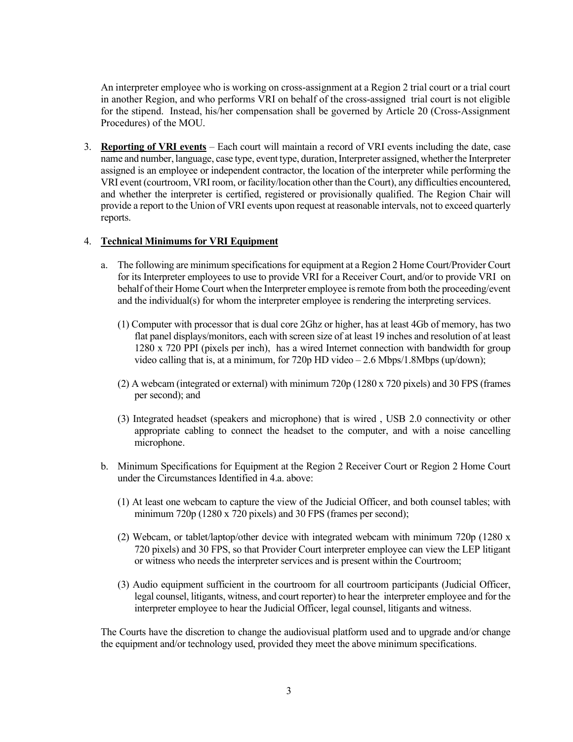An interpreter employee who is working on cross-assignment at a Region 2 trial court or a trial court in another Region, and who performs VRI on behalf of the cross-assigned trial court is not eligible for the stipend. Instead, his/her compensation shall be governed by Article 20 (Cross-Assignment Procedures) of the MOU.

3. **Reporting of VRI events** – Each court will maintain a record of VRI events including the date, case name and number, language, case type, event type, duration, Interpreter assigned, whether the Interpreter assigned is an employee or independent contractor, the location of the interpreter while performing the VRI event (courtroom, VRI room, or facility/location other than the Court), any difficulties encountered, and whether the interpreter is certified, registered or provisionally qualified. The Region Chair will provide a report to the Union of VRI events upon request at reasonable intervals, not to exceed quarterly reports.

4. **Technical Minimums for VRI Equipment**

   a. The following are minimum specifications for equipment at a Region 2 Home Court/Provider Court for its Interpreter employees to use to provide VRI for a Receiver Court, and/or to provide VRI on behalf of their Home Court when the Interpreter employee is remote from both the proceeding/event and the individual(s) for whom the interpreter employee is rendering the interpreting services.

      (1) Computer with processor that is dual core 2Ghz or higher, has at least 4Gb of memory, has two flat panel displays/monitors, each with screen size of at least 19 inches and resolution of at least 1280 x 720 PPI (pixels per inch), has a wired Internet connection with bandwidth for group video calling that is, at a minimum, for 720p HD video – 2.6 Mbps/1.8Mbps (up/down);

      (2) A webcam (integrated or external) with minimum 720p (1280 x 720 pixels) and 30 FPS (frames per second); and

      (3) Integrated headset (speakers and microphone) that is wired , USB 2.0 connectivity or other appropriate cabling to connect the headset to the computer, and with a noise cancelling microphone.

   b. Minimum Specifications for Equipment at the Region 2 Receiver Court or Region 2 Home Court under the Circumstances Identified in 4.a. above:

      (1) At least one webcam to capture the view of the Judicial Officer, and both counsel tables; with minimum 720p (1280 x 720 pixels) and 30 FPS (frames per second);

      (2) Webcam, or tablet/laptop/other device with integrated webcam with minimum 720p (1280 x 720 pixels) and 30 FPS, so that Provider Court interpreter employee can view the LEP litigant or witness who needs the interpreter services and is present within the Courtroom;

      (3) Audio equipment sufficient in the courtroom for all courtroom participants (Judicial Officer, legal counsel, litigants, witness, and court reporter) to hear the interpreter employee and for the interpreter employee to hear the Judicial Officer, legal counsel, litigants and witness.

   The Courts have the discretion to change the audiovisual platform used and to upgrade and/or change the equipment and/or technology used, provided they meet the above minimum specifications.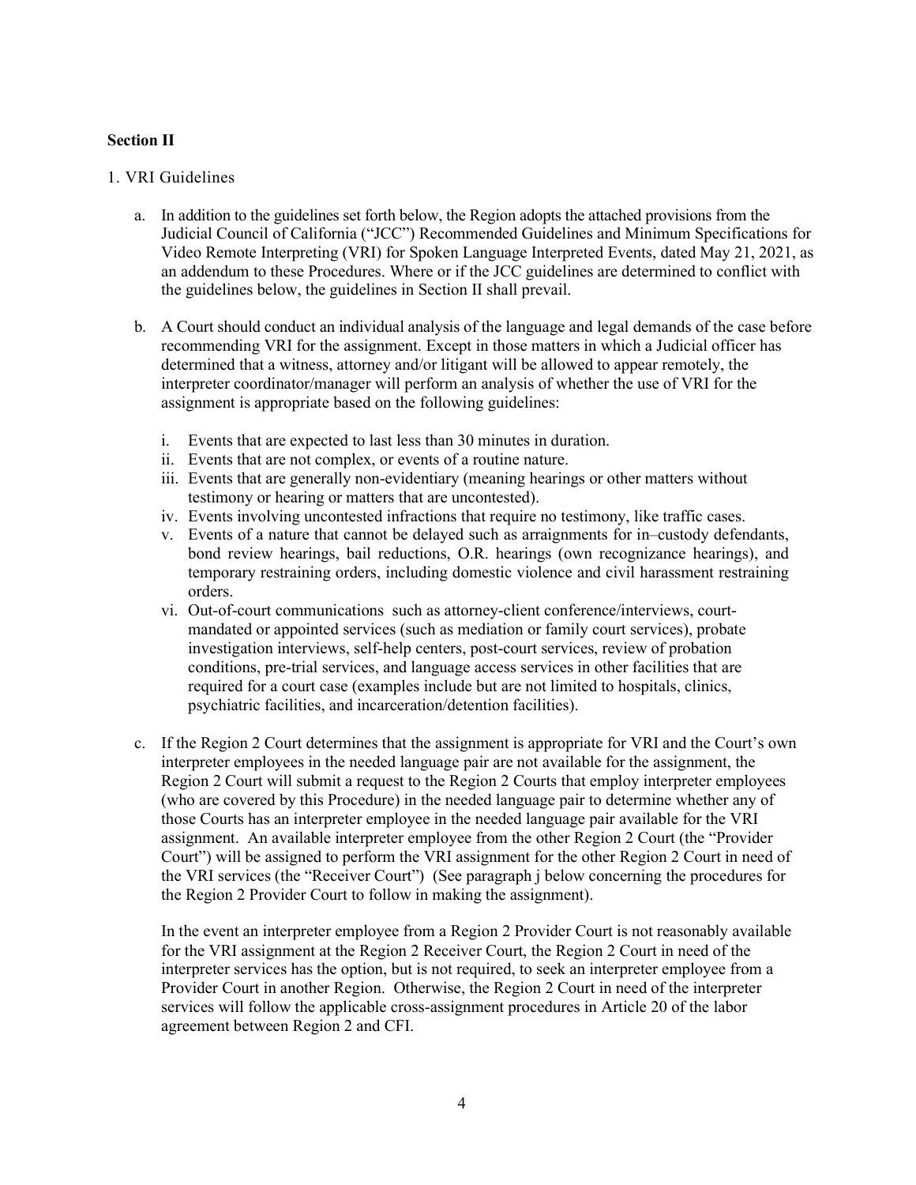**Section II**

1. VRI Guidelines

a. In addition to the guidelines set forth below, the Region adopts the attached provisions from the Judicial Council of California ("JCC") Recommended Guidelines and Minimum Specifications for Video Remote Interpreting (VRI) for Spoken Language Interpreted Events, dated May 21, 2021, as an addendum to these Procedures. Where or if the JCC guidelines are determined to conflict with the guidelines below, the guidelines in Section II shall prevail.

b. A Court should conduct an individual analysis of the language and legal demands of the case before recommending VRI for the assignment. Except in those matters in which a Judicial officer has determined that a witness, attorney and/or litigant will be allowed to appear remotely, the interpreter coordinator/manager will perform an analysis of whether the use of VRI for the assignment is appropriate based on the following guidelines:

   i. Events that are expected to last less than 30 minutes in duration.
   ii. Events that are not complex, or events of a routine nature.
   iii. Events that are generally non-evidentiary (meaning hearings or other matters without testimony or hearing or matters that are uncontested).
   iv. Events involving uncontested infractions that require no testimony, like traffic cases.
   v. Events of a nature that cannot be delayed such as arraignments for in–custody defendants, bond review hearings, bail reductions, O.R. hearings (own recognizance hearings), and temporary restraining orders, including domestic violence and civil harassment restraining orders.
   vi. Out-of-court communications such as attorney-client conference/interviews, court-mandated or appointed services (such as mediation or family court services), probate investigation interviews, self-help centers, post-court services, review of probation conditions, pre-trial services, and language access services in other facilities that are required for a court case (examples include but are not limited to hospitals, clinics, psychiatric facilities, and incarceration/detention facilities).

c. If the Region 2 Court determines that the assignment is appropriate for VRI and the Court's own interpreter employees in the needed language pair are not available for the assignment, the Region 2 Court will submit a request to the Region 2 Courts that employ interpreter employees (who are covered by this Procedure) in the needed language pair to determine whether any of those Courts has an interpreter employee in the needed language pair available for the VRI assignment. An available interpreter employee from the other Region 2 Court (the "Provider Court") will be assigned to perform the VRI assignment for the other Region 2 Court in need of the VRI services (the "Receiver Court") (See paragraph j below concerning the procedures for the Region 2 Provider Court to follow in making the assignment).

   In the event an interpreter employee from a Region 2 Provider Court is not reasonably available for the VRI assignment at the Region 2 Receiver Court, the Region 2 Court in need of the interpreter services has the option, but is not required, to seek an interpreter employee from a Provider Court in another Region. Otherwise, the Region 2 Court in need of the interpreter services will follow the applicable cross-assignment procedures in Article 20 of the labor agreement between Region 2 and CFI.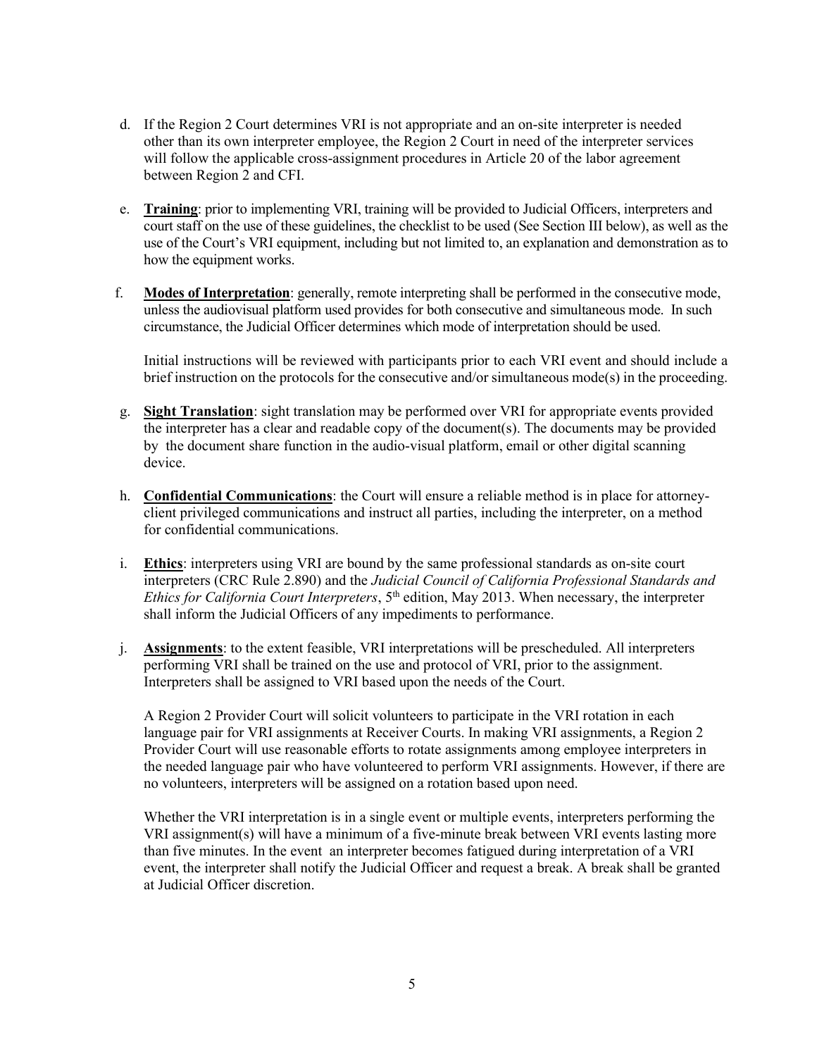d. If the Region 2 Court determines VRI is not appropriate and an on-site interpreter is needed other than its own interpreter employee, the Region 2 Court in need of the interpreter services will follow the applicable cross-assignment procedures in Article 20 of the labor agreement between Region 2 and CFI.

e. **Training**: prior to implementing VRI, training will be provided to Judicial Officers, interpreters and court staff on the use of these guidelines, the checklist to be used (See Section III below), as well as the use of the Court's VRI equipment, including but not limited to, an explanation and demonstration as to how the equipment works.

f. **Modes of Interpretation**: generally, remote interpreting shall be performed in the consecutive mode, unless the audiovisual platform used provides for both consecutive and simultaneous mode. In such circumstance, the Judicial Officer determines which mode of interpretation should be used.

   Initial instructions will be reviewed with participants prior to each VRI event and should include a brief instruction on the protocols for the consecutive and/or simultaneous mode(s) in the proceeding.

g. **Sight Translation**: sight translation may be performed over VRI for appropriate events provided the interpreter has a clear and readable copy of the document(s). The documents may be provided by the document share function in the audio-visual platform, email or other digital scanning device.

h. **Confidential Communications**: the Court will ensure a reliable method is in place for attorney-client privileged communications and instruct all parties, including the interpreter, on a method for confidential communications.

i. **Ethics**: interpreters using VRI are bound by the same professional standards as on-site court interpreters (CRC Rule 2.890) and the *Judicial Council of California Professional Standards and Ethics for California Court Interpreters*, 5th edition, May 2013. When necessary, the interpreter shall inform the Judicial Officers of any impediments to performance.

j. **Assignments**: to the extent feasible, VRI interpretations will be prescheduled. All interpreters performing VRI shall be trained on the use and protocol of VRI, prior to the assignment. Interpreters shall be assigned to VRI based upon the needs of the Court.

   A Region 2 Provider Court will solicit volunteers to participate in the VRI rotation in each language pair for VRI assignments at Receiver Courts. In making VRI assignments, a Region 2 Provider Court will use reasonable efforts to rotate assignments among employee interpreters in the needed language pair who have volunteered to perform VRI assignments. However, if there are no volunteers, interpreters will be assigned on a rotation based upon need.

   Whether the VRI interpretation is in a single event or multiple events, interpreters performing the VRI assignment(s) will have a minimum of a five-minute break between VRI events lasting more than five minutes. In the event an interpreter becomes fatigued during interpretation of a VRI event, the interpreter shall notify the Judicial Officer and request a break. A break shall be granted at Judicial Officer discretion.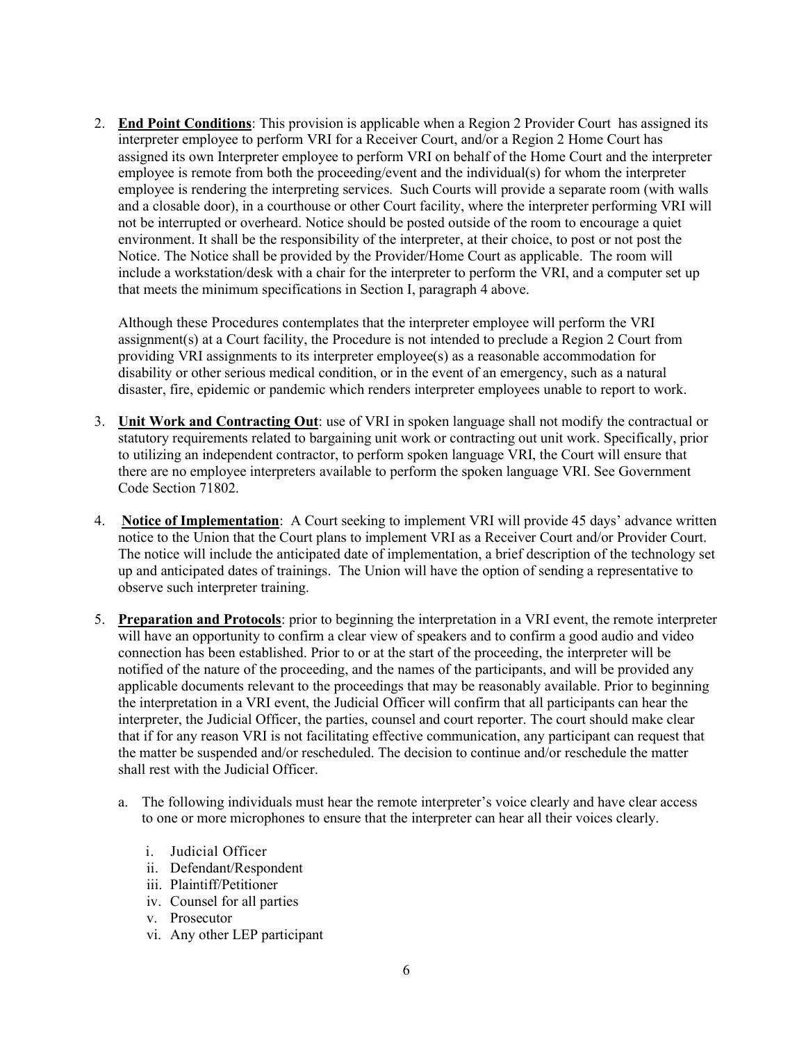2. **End Point Conditions**: This provision is applicable when a Region 2 Provider Court has assigned its interpreter employee to perform VRI for a Receiver Court, and/or a Region 2 Home Court has assigned its own Interpreter employee to perform VRI on behalf of the Home Court and the interpreter employee is remote from both the proceeding/event and the individual(s) for whom the interpreter employee is rendering the interpreting services. Such Courts will provide a separate room (with walls and a closable door), in a courthouse or other Court facility, where the interpreter performing VRI will not be interrupted or overheard. Notice should be posted outside of the room to encourage a quiet environment. It shall be the responsibility of the interpreter, at their choice, to post or not post the Notice. The Notice shall be provided by the Provider/Home Court as applicable. The room will include a workstation/desk with a chair for the interpreter to perform the VRI, and a computer set up that meets the minimum specifications in Section I, paragraph 4 above.

   Although these Procedures contemplates that the interpreter employee will perform the VRI assignment(s) at a Court facility, the Procedure is not intended to preclude a Region 2 Court from providing VRI assignments to its interpreter employee(s) as a reasonable accommodation for disability or other serious medical condition, or in the event of an emergency, such as a natural disaster, fire, epidemic or pandemic which renders interpreter employees unable to report to work.

3. **Unit Work and Contracting Out**: use of VRI in spoken language shall not modify the contractual or statutory requirements related to bargaining unit work or contracting out unit work. Specifically, prior to utilizing an independent contractor, to perform spoken language VRI, the Court will ensure that there are no employee interpreters available to perform the spoken language VRI. See Government Code Section 71802.

4. **Notice of Implementation**: A Court seeking to implement VRI will provide 45 days' advance written notice to the Union that the Court plans to implement VRI as a Receiver Court and/or Provider Court. The notice will include the anticipated date of implementation, a brief description of the technology set up and anticipated dates of trainings. The Union will have the option of sending a representative to observe such interpreter training.

5. **Preparation and Protocols**: prior to beginning the interpretation in a VRI event, the remote interpreter will have an opportunity to confirm a clear view of speakers and to confirm a good audio and video connection has been established. Prior to or at the start of the proceeding, the interpreter will be notified of the nature of the proceeding, and the names of the participants, and will be provided any applicable documents relevant to the proceedings that may be reasonably available. Prior to beginning the interpretation in a VRI event, the Judicial Officer will confirm that all participants can hear the interpreter, the Judicial Officer, the parties, counsel and court reporter. The court should make clear that if for any reason VRI is not facilitating effective communication, any participant can request that the matter be suspended and/or rescheduled. The decision to continue and/or reschedule the matter shall rest with the Judicial Officer.

   a. The following individuals must hear the remote interpreter's voice clearly and have clear access to one or more microphones to ensure that the interpreter can hear all their voices clearly.

      i. Judicial Officer
      ii. Defendant/Respondent
      iii. Plaintiff/Petitioner
      iv. Counsel for all parties
      v. Prosecutor
      vi. Any other LEP participant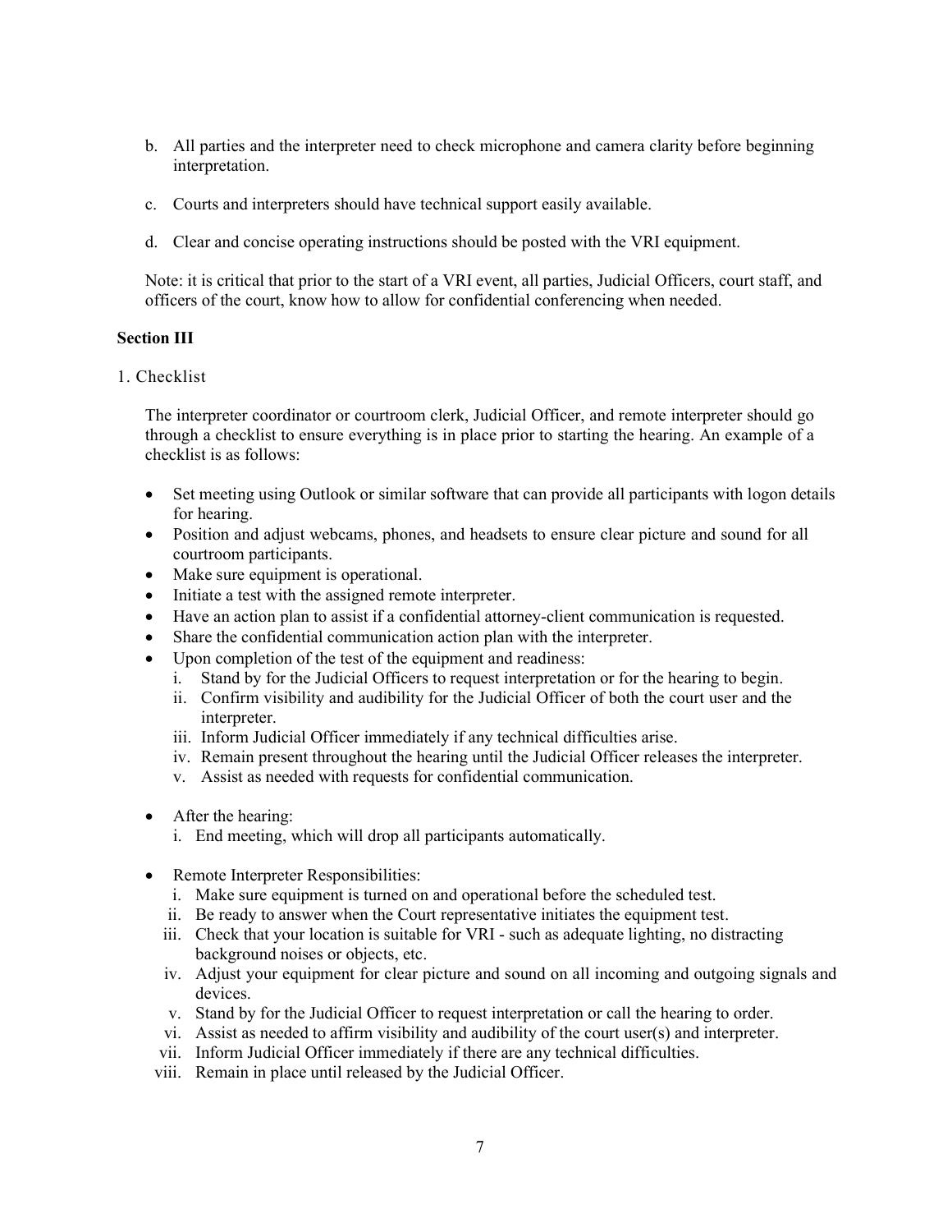b. All parties and the interpreter need to check microphone and camera clarity before beginning interpretation.

c. Courts and interpreters should have technical support easily available.

d. Clear and concise operating instructions should be posted with the VRI equipment.

Note: it is critical that prior to the start of a VRI event, all parties, Judicial Officers, court staff, and officers of the court, know how to allow for confidential conferencing when needed.

**Section III**

1. Checklist

The interpreter coordinator or courtroom clerk, Judicial Officer, and remote interpreter should go through a checklist to ensure everything is in place prior to starting the hearing. An example of a checklist is as follows:

- Set meeting using Outlook or similar software that can provide all participants with logon details for hearing.
- Position and adjust webcams, phones, and headsets to ensure clear picture and sound for all courtroom participants.
- Make sure equipment is operational.
- Initiate a test with the assigned remote interpreter.
- Have an action plan to assist if a confidential attorney-client communication is requested.
- Share the confidential communication action plan with the interpreter.
- Upon completion of the test of the equipment and readiness:
    - i. Stand by for the Judicial Officers to request interpretation or for the hearing to begin.
    - ii. Confirm visibility and audibility for the Judicial Officer of both the court user and the interpreter.
    - iii. Inform Judicial Officer immediately if any technical difficulties arise.
    - iv. Remain present throughout the hearing until the Judicial Officer releases the interpreter.
    - v. Assist as needed with requests for confidential communication.

- After the hearing:
    - i. End meeting, which will drop all participants automatically.

- Remote Interpreter Responsibilities:
    - i. Make sure equipment is turned on and operational before the scheduled test.
    - ii. Be ready to answer when the Court representative initiates the equipment test.
    - iii. Check that your location is suitable for VRI - such as adequate lighting, no distracting background noises or objects, etc.
    - iv. Adjust your equipment for clear picture and sound on all incoming and outgoing signals and devices.
    - v. Stand by for the Judicial Officer to request interpretation or call the hearing to order.
    - vi. Assist as needed to affirm visibility and audibility of the court user(s) and interpreter.
    - vii. Inform Judicial Officer immediately if there are any technical difficulties.
    - viii. Remain in place until released by the Judicial Officer.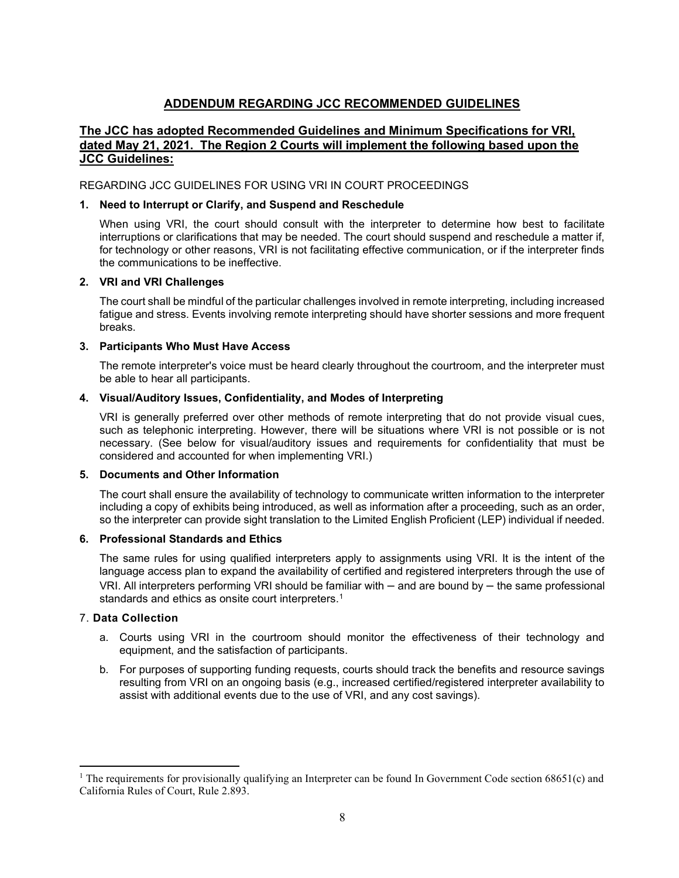## ADDENDUM REGARDING JCC RECOMMENDED GUIDELINES

**The JCC has adopted Recommended Guidelines and Minimum Specifications for VRI, dated May 21, 2021. The Region 2 Courts will implement the following based upon the JCC Guidelines:**

REGARDING JCC GUIDELINES FOR USING VRI IN COURT PROCEEDINGS

**1. Need to Interrupt or Clarify, and Suspend and Reschedule**

When using VRI, the court should consult with the interpreter to determine how best to facilitate interruptions or clarifications that may be needed. The court should suspend and reschedule a matter if, for technology or other reasons, VRI is not facilitating effective communication, or if the interpreter finds the communications to be ineffective.

**2. VRI and VRI Challenges**

The court shall be mindful of the particular challenges involved in remote interpreting, including increased fatigue and stress. Events involving remote interpreting should have shorter sessions and more frequent breaks.

**3. Participants Who Must Have Access**

The remote interpreter's voice must be heard clearly throughout the courtroom, and the interpreter must be able to hear all participants.

**4. Visual/Auditory Issues, Confidentiality, and Modes of Interpreting**

VRI is generally preferred over other methods of remote interpreting that do not provide visual cues, such as telephonic interpreting. However, there will be situations where VRI is not possible or is not necessary. (See below for visual/auditory issues and requirements for confidentiality that must be considered and accounted for when implementing VRI.)

**5. Documents and Other Information**

The court shall ensure the availability of technology to communicate written information to the interpreter including a copy of exhibits being introduced, as well as information after a proceeding, such as an order, so the interpreter can provide sight translation to the Limited English Proficient (LEP) individual if needed.

**6. Professional Standards and Ethics**

The same rules for using qualified interpreters apply to assignments using VRI. It is the intent of the language access plan to expand the availability of certified and registered interpreters through the use of VRI. All interpreters performing VRI should be familiar with – and are bound by – the same professional standards and ethics as onsite court interpreters.[1]

7. **Data Collection**

a. Courts using VRI in the courtroom should monitor the effectiveness of their technology and equipment, and the satisfaction of participants.

b. For purposes of supporting funding requests, courts should track the benefits and resource savings resulting from VRI on an ongoing basis (e.g., increased certified/registered interpreter availability to assist with additional events due to the use of VRI, and any cost savings).

---

[1] The requirements for provisionally qualifying an Interpreter can be found In Government Code section 68651(c) and California Rules of Court, Rule 2.893.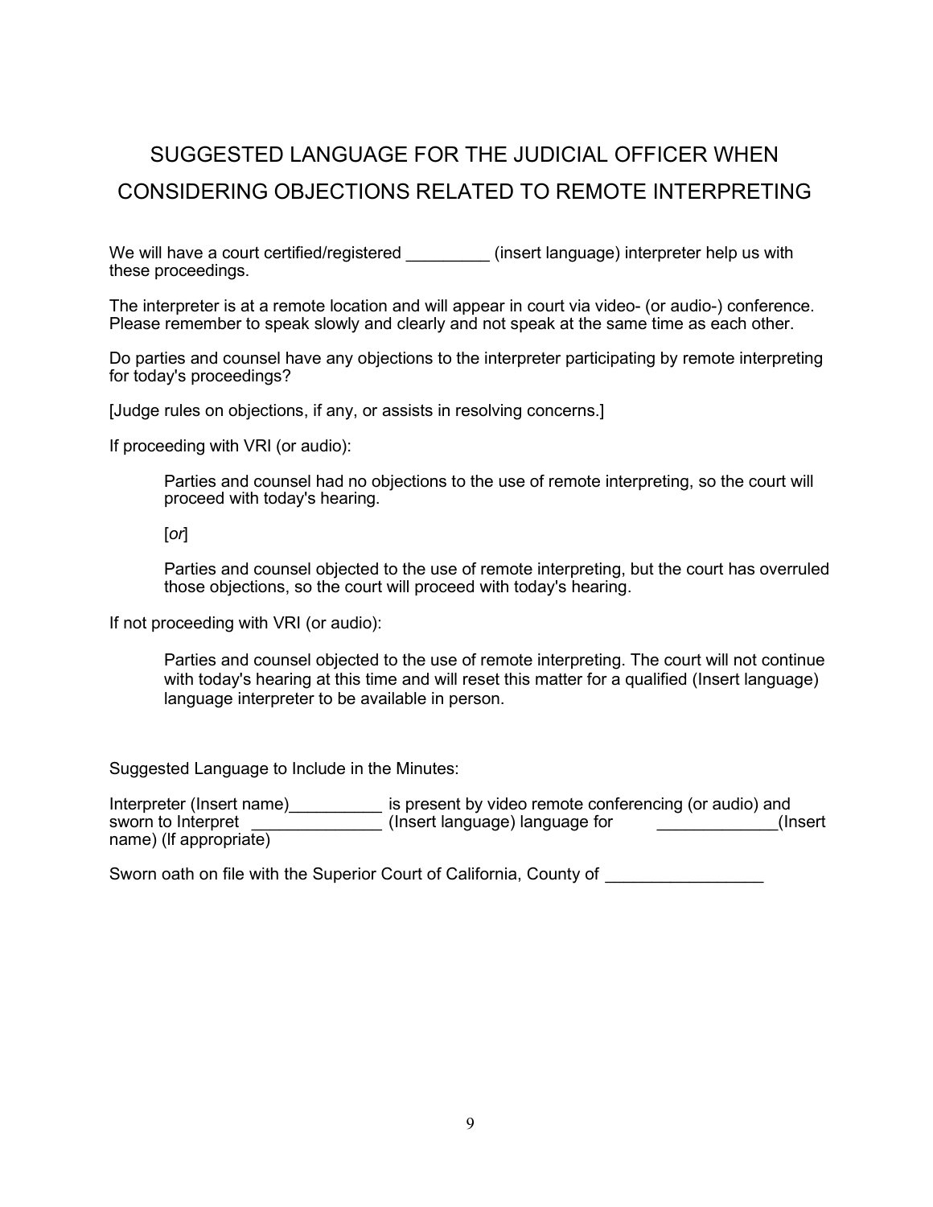# SUGGESTED LANGUAGE FOR THE JUDICIAL OFFICER WHEN CONSIDERING OBJECTIONS RELATED TO REMOTE INTERPRETING

We will have a court certified/registered _________ (insert language) interpreter help us with these proceedings.

The interpreter is at a remote location and will appear in court via video- (or audio-) conference. Please remember to speak slowly and clearly and not speak at the same time as each other.

Do parties and counsel have any objections to the interpreter participating by remote interpreting for today's proceedings?

[Judge rules on objections, if any, or assists in resolving concerns.]

If proceeding with VRI (or audio):

> Parties and counsel had no objections to the use of remote interpreting, so the court will proceed with today's hearing.
>
> [*or*]
>
> Parties and counsel objected to the use of remote interpreting, but the court has overruled those objections, so the court will proceed with today's hearing.

If not proceeding with VRI (or audio):

> Parties and counsel objected to the use of remote interpreting. The court will not continue with today's hearing at this time and will reset this matter for a qualified (Insert language) language interpreter to be available in person.

Suggested Language to Include in the Minutes:

Interpreter (Insert name)__________ is present by video remote conferencing (or audio) and sworn to Interpret ______________ (Insert language) language for _____________(Insert name) (If appropriate)

Sworn oath on file with the Superior Court of California, County of _________________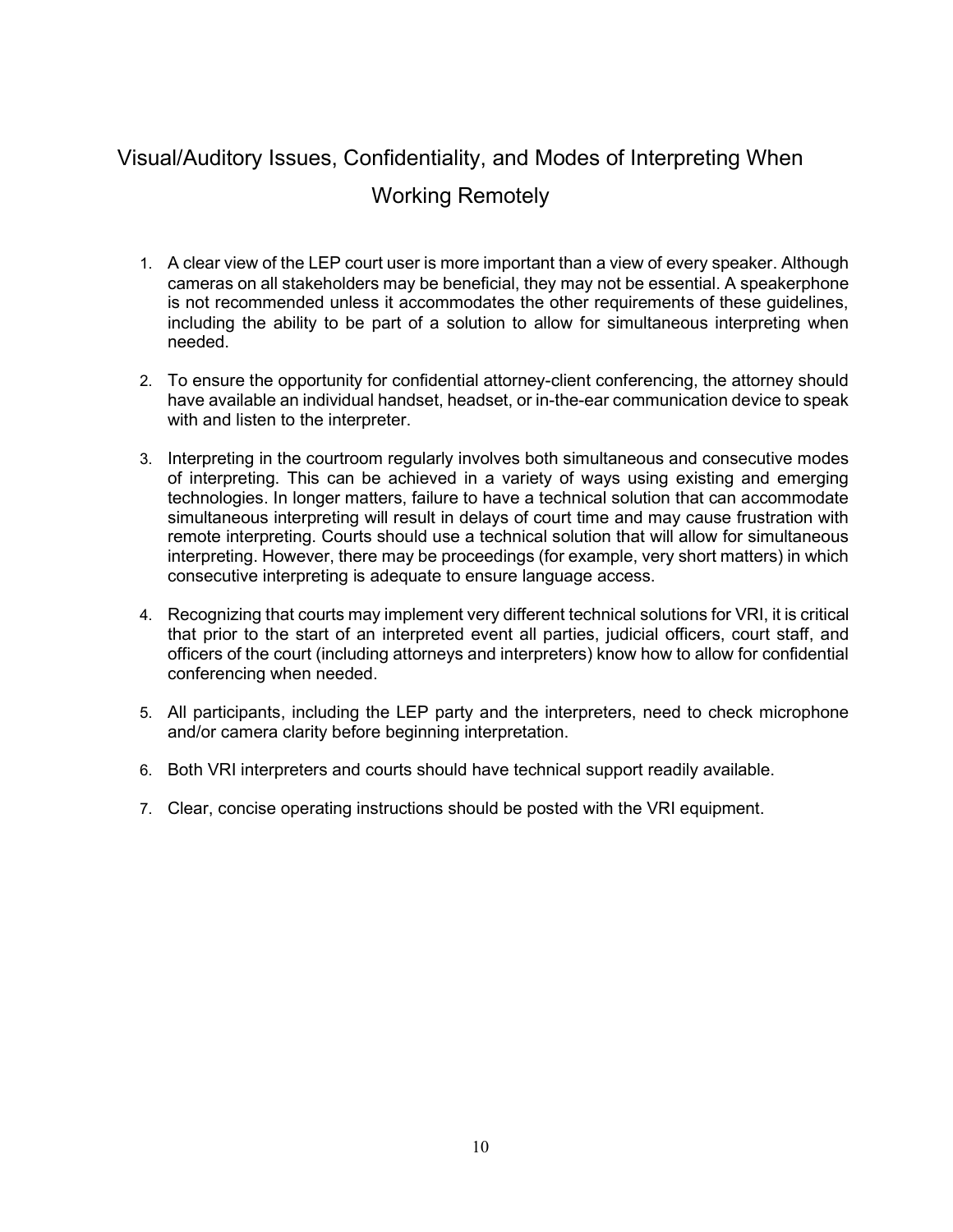## Visual/Auditory Issues, Confidentiality, and Modes of Interpreting When Working Remotely

1. A clear view of the LEP court user is more important than a view of every speaker. Although cameras on all stakeholders may be beneficial, they may not be essential. A speakerphone is not recommended unless it accommodates the other requirements of these guidelines, including the ability to be part of a solution to allow for simultaneous interpreting when needed.

2. To ensure the opportunity for confidential attorney-client conferencing, the attorney should have available an individual handset, headset, or in-the-ear communication device to speak with and listen to the interpreter.

3. Interpreting in the courtroom regularly involves both simultaneous and consecutive modes of interpreting. This can be achieved in a variety of ways using existing and emerging technologies. In longer matters, failure to have a technical solution that can accommodate simultaneous interpreting will result in delays of court time and may cause frustration with remote interpreting. Courts should use a technical solution that will allow for simultaneous interpreting. However, there may be proceedings (for example, very short matters) in which consecutive interpreting is adequate to ensure language access.

4. Recognizing that courts may implement very different technical solutions for VRI, it is critical that prior to the start of an interpreted event all parties, judicial officers, court staff, and officers of the court (including attorneys and interpreters) know how to allow for confidential conferencing when needed.

5. All participants, including the LEP party and the interpreters, need to check microphone and/or camera clarity before beginning interpretation.

6. Both VRI interpreters and courts should have technical support readily available.

7. Clear, concise operating instructions should be posted with the VRI equipment.